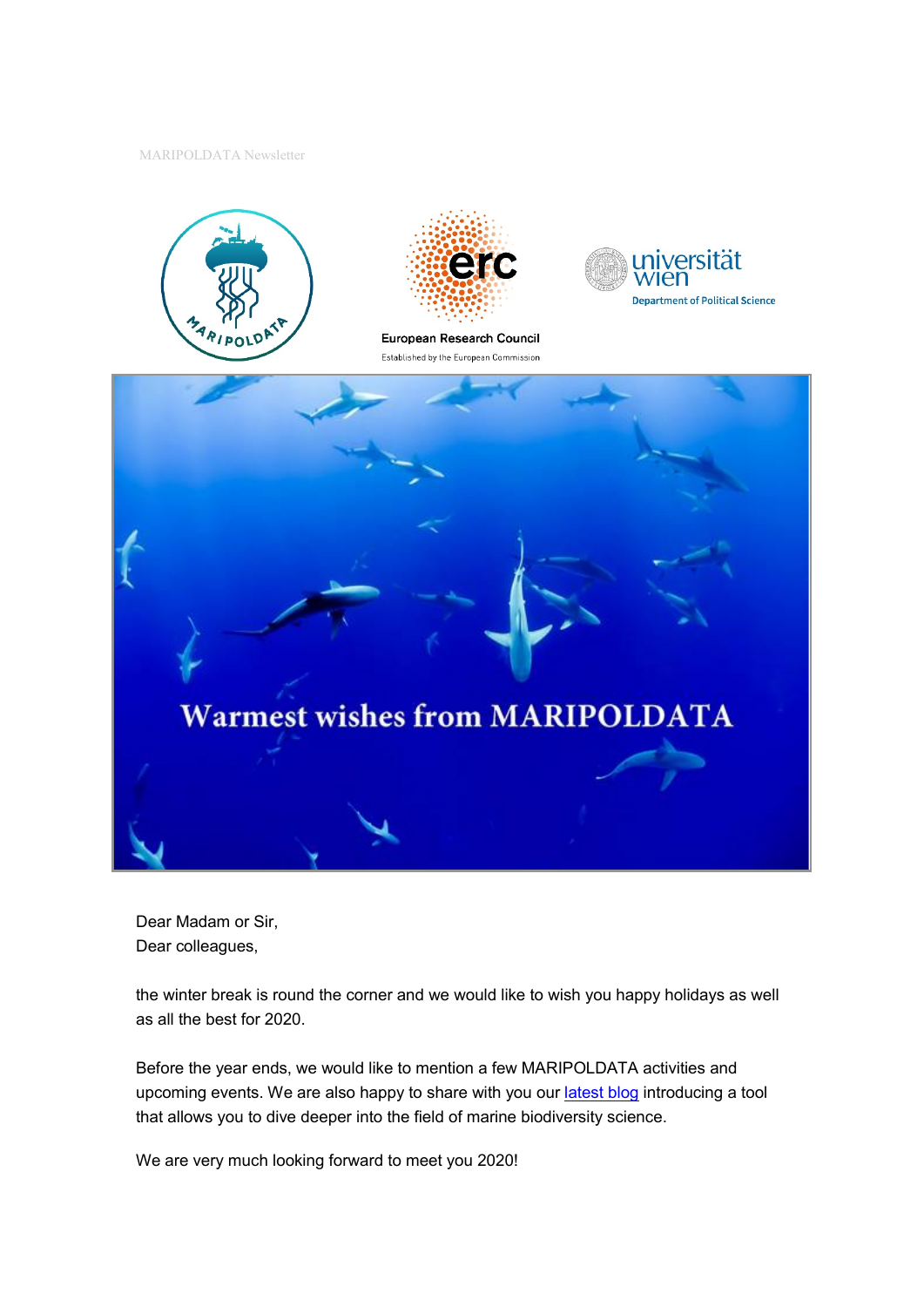MARIPOLDATA Newsletter

Dear Madam or Sir,
Dear colleagues,

the winter break is round the corner and we would like to wish you happy holidays as well as all the best for 2020.

Before the year ends, we would like to mention a few MARIPOLDATA activities and upcoming events. We are also happy to share with you our latest blog introducing a tool that allows you to dive deeper into the field of marine biodiversity science.

We are very much looking forward to meet you 2020!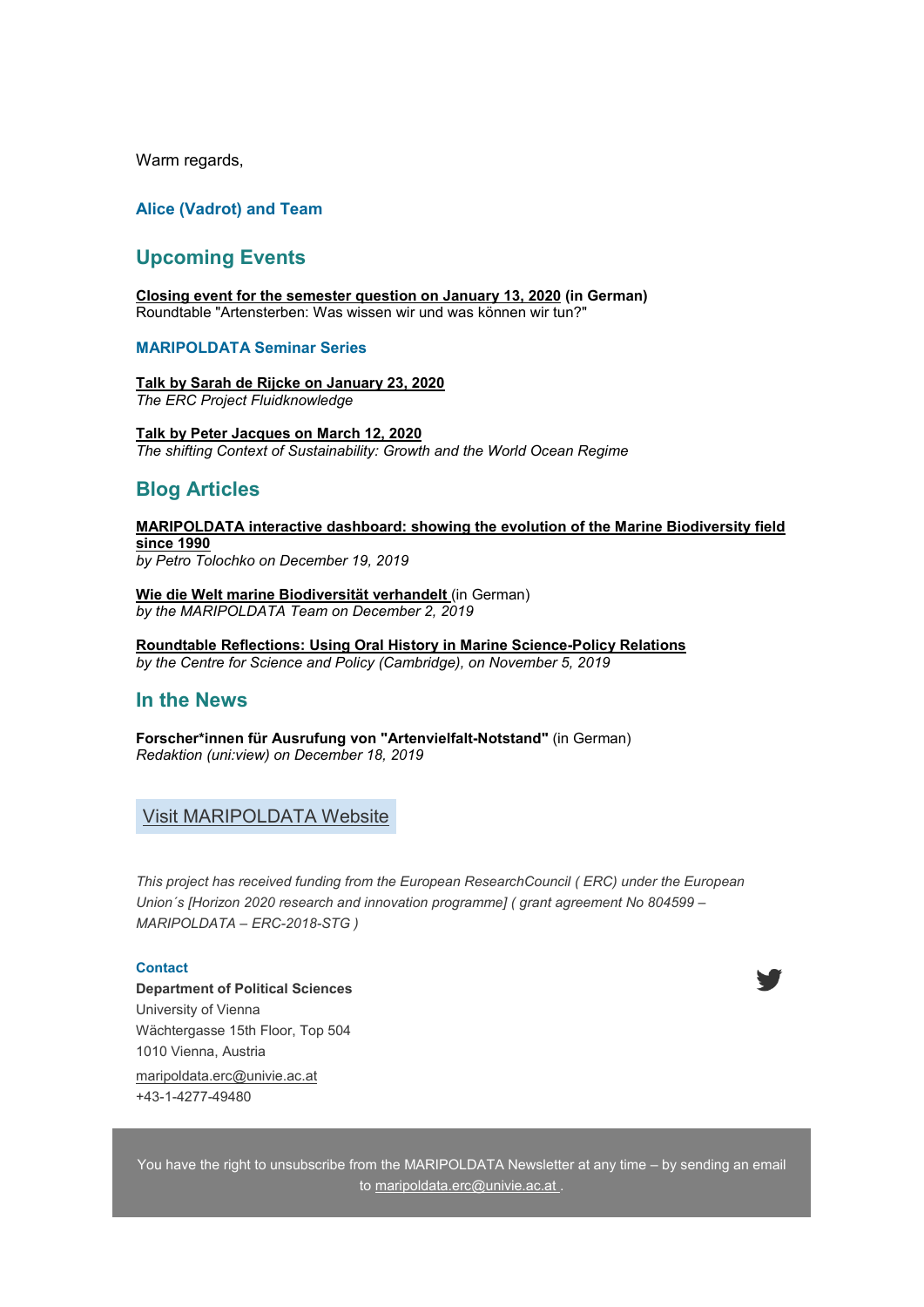Warm regards,

**Alice (Vadrot) and Team**

## Upcoming Events

**Closing event for the semester question on January 13, 2020 (in German)**
Roundtable "Artensterben: Was wissen wir und was können wir tun?"

### MARIPOLDATA Seminar Series

**Talk by Sarah de Rijcke on January 23, 2020**
*The ERC Project Fluidknowledge*

**Talk by Peter Jacques on March 12, 2020**
*The shifting Context of Sustainability: Growth and the World Ocean Regime*

## Blog Articles

**MARIPOLDATA interactive dashboard: showing the evolution of the Marine Biodiversity field since 1990**
*by Petro Tolochko on December 19, 2019*

**Wie die Welt marine Biodiversität verhandelt** (in German)
*by the MARIPOLDATA Team on December 2, 2019*

**Roundtable Reflections: Using Oral History in Marine Science-Policy Relations**
*by the Centre for Science and Policy (Cambridge), on November 5, 2019*

## In the News

**Forscher*innen für Ausrufung von "Artenvielfalt-Notstand"** (in German)
*Redaktion (uni:view) on December 18, 2019*

Visit MARIPOLDATA Website

*This project has received funding from the European ResearchCouncil ( ERC) under the European Union´s [Horizon 2020 research and innovation programme] ( grant agreement No 804599 – MARIPOLDATA – ERC-2018-STG )*

**Contact**
**Department of Political Sciences**
University of Vienna
Wächtergasse 15th Floor, Top 504
1010 Vienna, Austria
maripoldata.erc@univie.ac.at
+43-1-4277-49480

You have the right to unsubscribe from the MARIPOLDATA Newsletter at any time – by sending an email to maripoldata.erc@univie.ac.at .